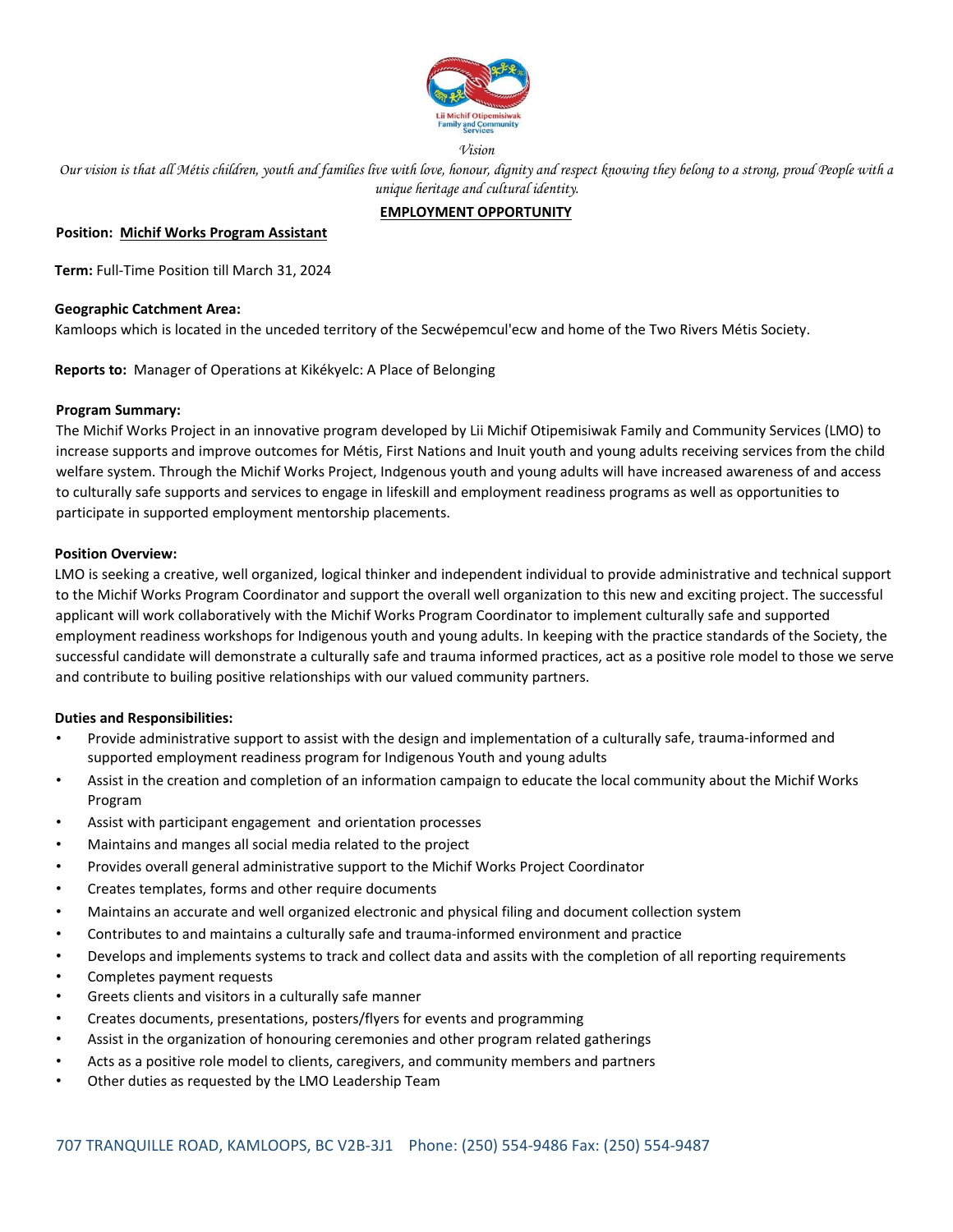Lii Michif Otipemisiwak Family and Community Services

*Vision*

*Our vision is that all Métis children, youth and families live with love, honour, dignity and respect knowing they belong to a strong, proud People with a unique heritage and cultural identity.*

## EMPLOYMENT OPPORTUNITY

**Position:** **Michif Works Program Assistant**

**Term:** Full-Time Position till March 31, 2024

**Geographic Catchment Area:**
Kamloops which is located in the unceded territory of the Secwépemcul'ecw and home of the Two Rivers Métis Society.

**Reports to:** Manager of Operations at Kikékyelc: A Place of Belonging

**Program Summary:**
The Michif Works Project in an innovative program developed by Lii Michif Otipemisiwak Family and Community Services (LMO) to increase supports and improve outcomes for Métis, First Nations and Inuit youth and young adults receiving services from the child welfare system. Through the Michif Works Project, Indgenous youth and young adults will have increased awareness of and access to culturally safe supports and services to engage in lifeskill and employment readiness programs as well as opportunities to participate in supported employment mentorship placements.

**Position Overview:**
LMO is seeking a creative, well organized, logical thinker and independent individual to provide administrative and technical support to the Michif Works Program Coordinator and support the overall well organization to this new and exciting project. The successful applicant will work collaboratively with the Michif Works Program Coordinator to implement culturally safe and supported employment readiness workshops for Indigenous youth and young adults. In keeping with the practice standards of the Society, the successful candidate will demonstrate a culturally safe and trauma informed practices, act as a positive role model to those we serve and contribute to builing positive relationships with our valued community partners.

**Duties and Responsibilities:**

- Provide administrative support to assist with the design and implementation of a culturally safe, trauma-informed and supported employment readiness program for Indigenous Youth and young adults
- Assist in the creation and completion of an information campaign to educate the local community about the Michif Works Program
- Assist with participant engagement and orientation processes
- Maintains and manges all social media related to the project
- Provides overall general administrative support to the Michif Works Project Coordinator
- Creates templates, forms and other require documents
- Maintains an accurate and well organized electronic and physical filing and document collection system
- Contributes to and maintains a culturally safe and trauma-informed environment and practice
- Develops and implements systems to track and collect data and assits with the completion of all reporting requirements
- Completes payment requests
- Greets clients and visitors in a culturally safe manner
- Creates documents, presentations, posters/flyers for events and programming
- Assist in the organization of honouring ceremonies and other program related gatherings
- Acts as a positive role model to clients, caregivers, and community members and partners
- Other duties as requested by the LMO Leadership Team

707 TRANQUILLE ROAD, KAMLOOPS, BC V2B-3J1 Phone: (250) 554-9486 Fax: (250) 554-9487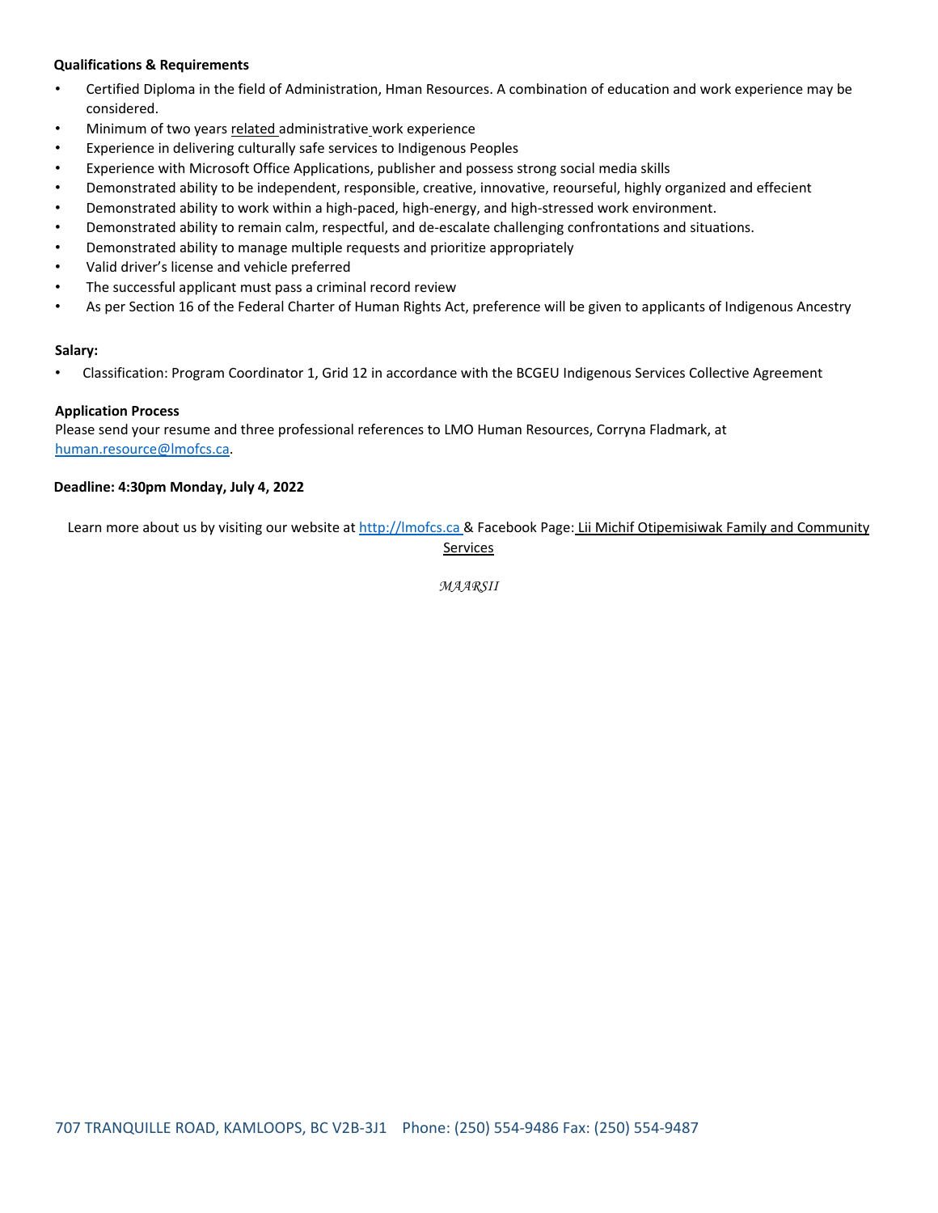**Qualifications & Requirements**

- Certified Diploma in the field of Administration, Hman Resources. A combination of education and work experience may be considered.
- Minimum of two years related administrative work experience
- Experience in delivering culturally safe services to Indigenous Peoples
- Experience with Microsoft Office Applications, publisher and possess strong social media skills
- Demonstrated ability to be independent, responsible, creative, innovative, reourseful, highly organized and effecient
- Demonstrated ability to work within a high-paced, high-energy, and high-stressed work environment.
- Demonstrated ability to remain calm, respectful, and de-escalate challenging confrontations and situations.
- Demonstrated ability to manage multiple requests and prioritize appropriately
- Valid driver's license and vehicle preferred
- The successful applicant must pass a criminal record review
- As per Section 16 of the Federal Charter of Human Rights Act, preference will be given to applicants of Indigenous Ancestry

**Salary:**

- Classification: Program Coordinator 1, Grid 12 in accordance with the BCGEU Indigenous Services Collective Agreement

**Application Process**

Please send your resume and three professional references to LMO Human Resources, Corryna Fladmark, at human.resource@lmofcs.ca.

**Deadline: 4:30pm Monday, July 4, 2022**

Learn more about us by visiting our website at http://lmofcs.ca & Facebook Page: Lii Michif Otipemisiwak Family and Community Services

*MAARSII*

707 TRANQUILLE ROAD, KAMLOOPS, BC V2B-3J1 Phone: (250) 554-9486 Fax: (250) 554-9487